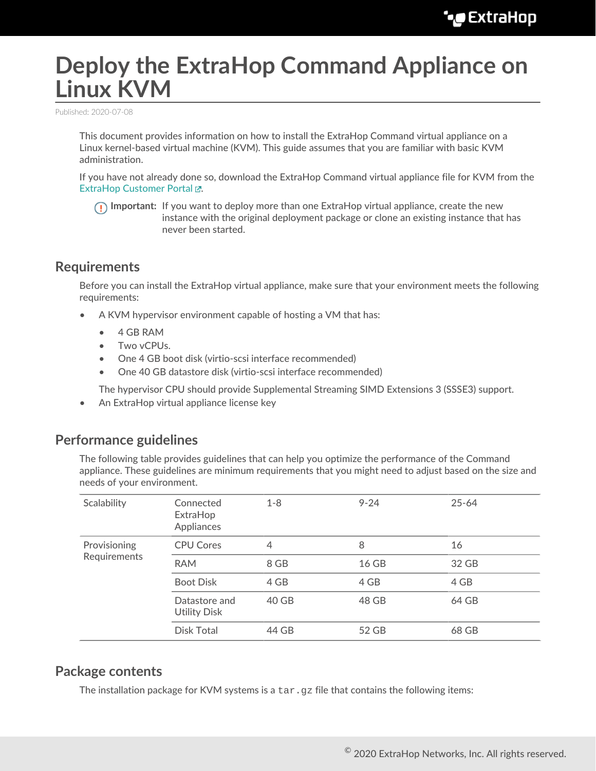# Deploy the ExtraHop Command Appliance on Linux KVM

Published: 2020-07-08

This document provides information on how to install the ExtraHop Command virtual appliance on a Linux kernel-based virtual machine (KVM). This guide assumes that you are familiar with basic KVM administration.

If you have not already done so, download the ExtraHop Command virtual appliance file for KVM from the ExtraHop Customer Portal.

**Important:** If you want to deploy more than one ExtraHop virtual appliance, create the new instance with the original deployment package or clone an existing instance that has never been started.

## Requirements

Before you can install the ExtraHop virtual appliance, make sure that your environment meets the following requirements:

- A KVM hypervisor environment capable of hosting a VM that has:
  - 4 GB RAM
  - Two vCPUs.
  - One 4 GB boot disk (virtio-scsi interface recommended)
  - One 40 GB datastore disk (virtio-scsi interface recommended)

  The hypervisor CPU should provide Supplemental Streaming SIMD Extensions 3 (SSSE3) support.
- An ExtraHop virtual appliance license key

## Performance guidelines

The following table provides guidelines that can help you optimize the performance of the Command appliance. These guidelines are minimum requirements that you might need to adjust based on the size and needs of your environment.

| Scalability | Connected ExtraHop Appliances | 1-8 | 9-24 | 25-64 |
|---|---|---|---|---|
| Provisioning Requirements | CPU Cores | 4 | 8 | 16 |
| | RAM | 8 GB | 16 GB | 32 GB |
| | Boot Disk | 4 GB | 4 GB | 4 GB |
| | Datastore and Utility Disk | 40 GB | 48 GB | 64 GB |
| | Disk Total | 44 GB | 52 GB | 68 GB |

## Package contents

The installation package for KVM systems is a `tar.gz` file that contains the following items: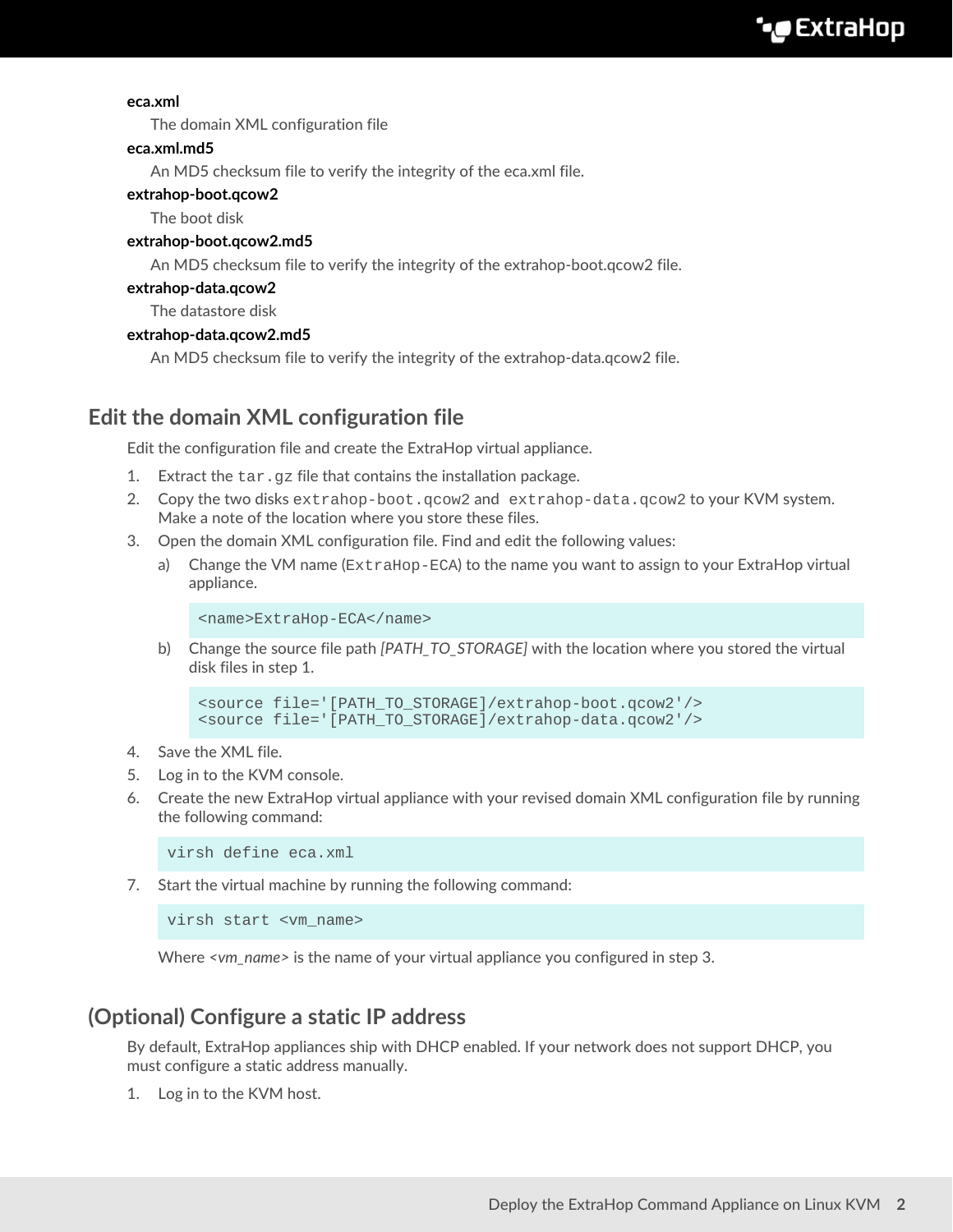**eca.xml**
: The domain XML configuration file

**eca.xml.md5**
: An MD5 checksum file to verify the integrity of the eca.xml file.

**extrahop-boot.qcow2**
: The boot disk

**extrahop-boot.qcow2.md5**
: An MD5 checksum file to verify the integrity of the extrahop-boot.qcow2 file.

**extrahop-data.qcow2**
: The datastore disk

**extrahop-data.qcow2.md5**
: An MD5 checksum file to verify the integrity of the extrahop-data.qcow2 file.

## Edit the domain XML configuration file

Edit the configuration file and create the ExtraHop virtual appliance.

1. Extract the `tar.gz` file that contains the installation package.
2. Copy the two disks `extrahop-boot.qcow2` and `extrahop-data.qcow2` to your KVM system. Make a note of the location where you store these files.
3. Open the domain XML configuration file. Find and edit the following values:
   a) Change the VM name (`ExtraHop-ECA`) to the name you want to assign to your ExtraHop virtual appliance.

   ```
   <name>ExtraHop-ECA</name>
   ```

   b) Change the source file path *[PATH_TO_STORAGE]* with the location where you stored the virtual disk files in step 1.

   ```
   <source file='[PATH_TO_STORAGE]/extrahop-boot.qcow2'/>
   <source file='[PATH_TO_STORAGE]/extrahop-data.qcow2'/>
   ```

4. Save the XML file.
5. Log in to the KVM console.
6. Create the new ExtraHop virtual appliance with your revised domain XML configuration file by running the following command:

   ```
   virsh define eca.xml
   ```

7. Start the virtual machine by running the following command:

   ```
   virsh start <vm_name>
   ```

   Where *<vm_name>* is the name of your virtual appliance you configured in step 3.

## (Optional) Configure a static IP address

By default, ExtraHop appliances ship with DHCP enabled. If your network does not support DHCP, you must configure a static address manually.

1. Log in to the KVM host.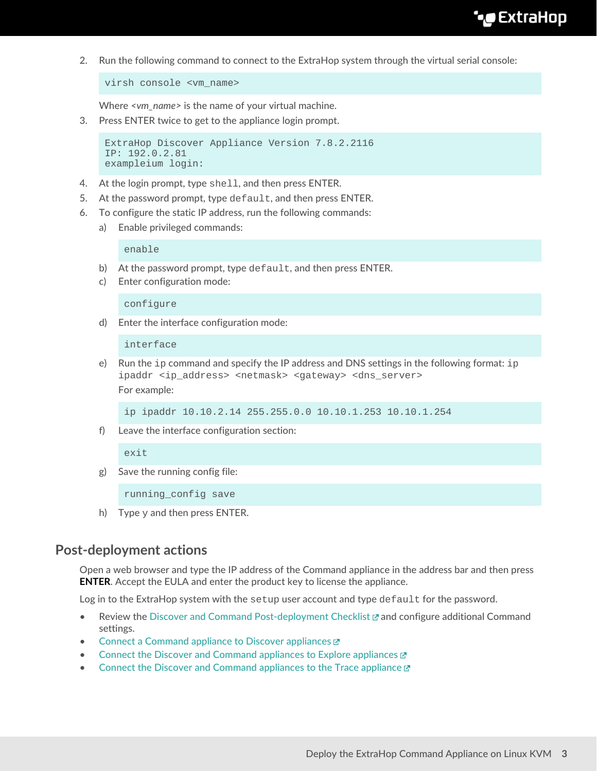2. Run the following command to connect to the ExtraHop system through the virtual serial console:

   ```
   virsh console <vm_name>
   ```

   Where <*vm_name*> is the name of your virtual machine.
3. Press ENTER twice to get to the appliance login prompt.

   ```
   ExtraHop Discover Appliance Version 7.8.2.2116
   IP: 192.0.2.81
   exampleium login:
   ```

4. At the login prompt, type `shell`, and then press ENTER.
5. At the password prompt, type `default`, and then press ENTER.
6. To configure the static IP address, run the following commands:
   a) Enable privileged commands:

      ```
      enable
      ```

   b) At the password prompt, type `default`, and then press ENTER.
   c) Enter configuration mode:

      ```
      configure
      ```

   d) Enter the interface configuration mode:

      ```
      interface
      ```

   e) Run the `ip` command and specify the IP address and DNS settings in the following format: `ip ipaddr <ip_address> <netmask> <gateway> <dns_server>`

      For example:

      ```
      ip ipaddr 10.10.2.14 255.255.0.0 10.10.1.253 10.10.1.254
      ```

   f) Leave the interface configuration section:

      ```
      exit
      ```

   g) Save the running config file:

      ```
      running_config save
      ```

   h) Type y and then press ENTER.

## Post-deployment actions

Open a web browser and type the IP address of the Command appliance in the address bar and then press **ENTER**. Accept the EULA and enter the product key to license the appliance.

Log in to the ExtraHop system with the `setup` user account and type `default` for the password.

- Review the Discover and Command Post-deployment Checklist and configure additional Command settings.
- Connect a Command appliance to Discover appliances
- Connect the Discover and Command appliances to Explore appliances
- Connect the Discover and Command appliances to the Trace appliance